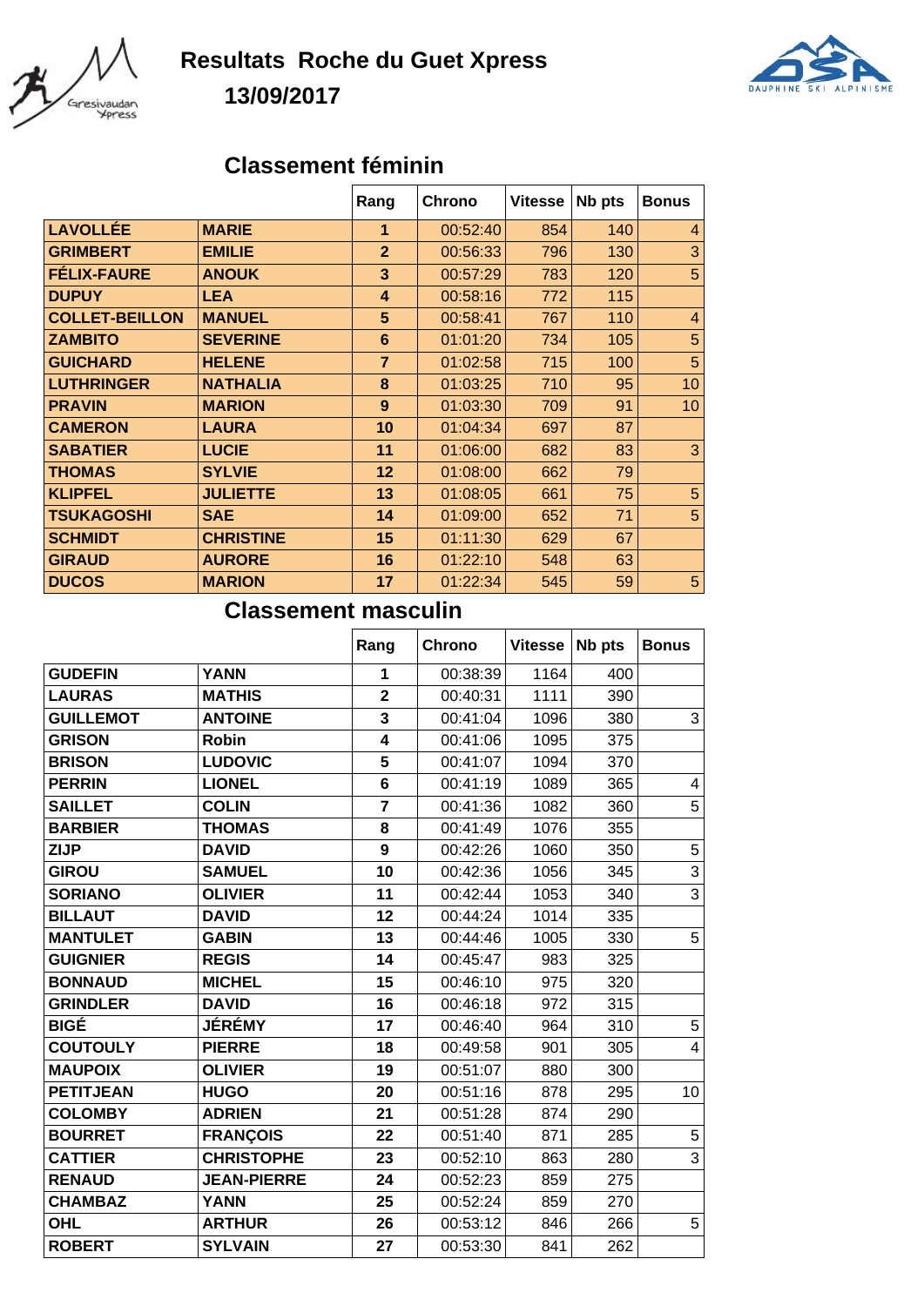# Resultats Roche du Guet Xpress

## 13/09/2017

## Classement féminin

| | | Rang | Chrono | Vitesse | Nb pts | Bonus |
|---|---|---|---|---|---|---|
| LAVOLLÉE | MARIE | 1 | 00:52:40 | 854 | 140 | 4 |
| GRIMBERT | EMILIE | 2 | 00:56:33 | 796 | 130 | 3 |
| FÉLIX-FAURE | ANOUK | 3 | 00:57:29 | 783 | 120 | 5 |
| DUPUY | LEA | 4 | 00:58:16 | 772 | 115 | |
| COLLET-BEILLON | MANUEL | 5 | 00:58:41 | 767 | 110 | 4 |
| ZAMBITO | SEVERINE | 6 | 01:01:20 | 734 | 105 | 5 |
| GUICHARD | HELENE | 7 | 01:02:58 | 715 | 100 | 5 |
| LUTHRINGER | NATHALIA | 8 | 01:03:25 | 710 | 95 | 10 |
| PRAVIN | MARION | 9 | 01:03:30 | 709 | 91 | 10 |
| CAMERON | LAURA | 10 | 01:04:34 | 697 | 87 | |
| SABATIER | LUCIE | 11 | 01:06:00 | 682 | 83 | 3 |
| THOMAS | SYLVIE | 12 | 01:08:00 | 662 | 79 | |
| KLIPFEL | JULIETTE | 13 | 01:08:05 | 661 | 75 | 5 |
| TSUKAGOSHI | SAE | 14 | 01:09:00 | 652 | 71 | 5 |
| SCHMIDT | CHRISTINE | 15 | 01:11:30 | 629 | 67 | |
| GIRAUD | AURORE | 16 | 01:22:10 | 548 | 63 | |
| DUCOS | MARION | 17 | 01:22:34 | 545 | 59 | 5 |

## Classement masculin

| | | Rang | Chrono | Vitesse | Nb pts | Bonus |
|---|---|---|---|---|---|---|
| GUDEFIN | YANN | 1 | 00:38:39 | 1164 | 400 | |
| LAURAS | MATHIS | 2 | 00:40:31 | 1111 | 390 | |
| GUILLEMOT | ANTOINE | 3 | 00:41:04 | 1096 | 380 | 3 |
| GRISON | Robin | 4 | 00:41:06 | 1095 | 375 | |
| BRISON | LUDOVIC | 5 | 00:41:07 | 1094 | 370 | |
| PERRIN | LIONEL | 6 | 00:41:19 | 1089 | 365 | 4 |
| SAILLET | COLIN | 7 | 00:41:36 | 1082 | 360 | 5 |
| BARBIER | THOMAS | 8 | 00:41:49 | 1076 | 355 | |
| ZIJP | DAVID | 9 | 00:42:26 | 1060 | 350 | 5 |
| GIROU | SAMUEL | 10 | 00:42:36 | 1056 | 345 | 3 |
| SORIANO | OLIVIER | 11 | 00:42:44 | 1053 | 340 | 3 |
| BILLAUT | DAVID | 12 | 00:44:24 | 1014 | 335 | |
| MANTULET | GABIN | 13 | 00:44:46 | 1005 | 330 | 5 |
| GUIGNIER | REGIS | 14 | 00:45:47 | 983 | 325 | |
| BONNAUD | MICHEL | 15 | 00:46:10 | 975 | 320 | |
| GRINDLER | DAVID | 16 | 00:46:18 | 972 | 315 | |
| BIGÉ | JÉRÉMY | 17 | 00:46:40 | 964 | 310 | 5 |
| COUTOULY | PIERRE | 18 | 00:49:58 | 901 | 305 | 4 |
| MAUPOIX | OLIVIER | 19 | 00:51:07 | 880 | 300 | |
| PETITJEAN | HUGO | 20 | 00:51:16 | 878 | 295 | 10 |
| COLOMBY | ADRIEN | 21 | 00:51:28 | 874 | 290 | |
| BOURRET | FRANÇOIS | 22 | 00:51:40 | 871 | 285 | 5 |
| CATTIER | CHRISTOPHE | 23 | 00:52:10 | 863 | 280 | 3 |
| RENAUD | JEAN-PIERRE | 24 | 00:52:23 | 859 | 275 | |
| CHAMBAZ | YANN | 25 | 00:52:24 | 859 | 270 | |
| OHL | ARTHUR | 26 | 00:53:12 | 846 | 266 | 5 |
| ROBERT | SYLVAIN | 27 | 00:53:30 | 841 | 262 | |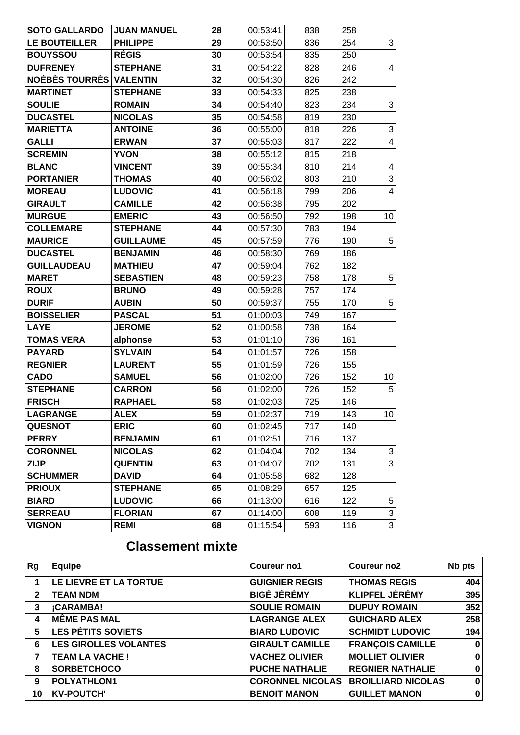| | | | | | | |
|---|---|---|---|---|---|---|
| **SOTO GALLARDO** | **JUAN MANUEL** | **28** | 00:53:41 | 838 | 258 | |
| **LE BOUTEILLER** | **PHILIPPE** | **29** | 00:53:50 | 836 | 254 | 3 |
| **BOUYSSOU** | **RÉGIS** | **30** | 00:53:54 | 835 | 250 | |
| **DUFRENEY** | **STEPHANE** | **31** | 00:54:22 | 828 | 246 | 4 |
| **NOÉBÈS TOURRÈS** | **VALENTIN** | **32** | 00:54:30 | 826 | 242 | |
| **MARTINET** | **STEPHANE** | **33** | 00:54:33 | 825 | 238 | |
| **SOULIE** | **ROMAIN** | **34** | 00:54:40 | 823 | 234 | 3 |
| **DUCASTEL** | **NICOLAS** | **35** | 00:54:58 | 819 | 230 | |
| **MARIETTA** | **ANTOINE** | **36** | 00:55:00 | 818 | 226 | 3 |
| **GALLI** | **ERWAN** | **37** | 00:55:03 | 817 | 222 | 4 |
| **SCREMIN** | **YVON** | **38** | 00:55:12 | 815 | 218 | |
| **BLANC** | **VINCENT** | **39** | 00:55:34 | 810 | 214 | 4 |
| **PORTANIER** | **THOMAS** | **40** | 00:56:02 | 803 | 210 | 3 |
| **MOREAU** | **LUDOVIC** | **41** | 00:56:18 | 799 | 206 | 4 |
| **GIRAULT** | **CAMILLE** | **42** | 00:56:38 | 795 | 202 | |
| **MURGUE** | **EMERIC** | **43** | 00:56:50 | 792 | 198 | 10 |
| **COLLEMARE** | **STEPHANE** | **44** | 00:57:30 | 783 | 194 | |
| **MAURICE** | **GUILLAUME** | **45** | 00:57:59 | 776 | 190 | 5 |
| **DUCASTEL** | **BENJAMIN** | **46** | 00:58:30 | 769 | 186 | |
| **GUILLAUDEAU** | **MATHIEU** | **47** | 00:59:04 | 762 | 182 | |
| **MARET** | **SEBASTIEN** | **48** | 00:59:23 | 758 | 178 | 5 |
| **ROUX** | **BRUNO** | **49** | 00:59:28 | 757 | 174 | |
| **DURIF** | **AUBIN** | **50** | 00:59:37 | 755 | 170 | 5 |
| **BOISSELIER** | **PASCAL** | **51** | 01:00:03 | 749 | 167 | |
| **LAYE** | **JEROME** | **52** | 01:00:58 | 738 | 164 | |
| **TOMAS VERA** | **alphonse** | **53** | 01:01:10 | 736 | 161 | |
| **PAYARD** | **SYLVAIN** | **54** | 01:01:57 | 726 | 158 | |
| **REGNIER** | **LAURENT** | **55** | 01:01:59 | 726 | 155 | |
| **CADO** | **SAMUEL** | **56** | 01:02:00 | 726 | 152 | 10 |
| **STEPHANE** | **CARRON** | **56** | 01:02:00 | 726 | 152 | 5 |
| **FRISCH** | **RAPHAEL** | **58** | 01:02:03 | 725 | 146 | |
| **LAGRANGE** | **ALEX** | **59** | 01:02:37 | 719 | 143 | 10 |
| **QUESNOT** | **ERIC** | **60** | 01:02:45 | 717 | 140 | |
| **PERRY** | **BENJAMIN** | **61** | 01:02:51 | 716 | 137 | |
| **CORONNEL** | **NICOLAS** | **62** | 01:04:04 | 702 | 134 | 3 |
| **ZIJP** | **QUENTIN** | **63** | 01:04:07 | 702 | 131 | 3 |
| **SCHUMMER** | **DAVID** | **64** | 01:05:58 | 682 | 128 | |
| **PRIOUX** | **STEPHANE** | **65** | 01:08:29 | 657 | 125 | |
| **BIARD** | **LUDOVIC** | **66** | 01:13:00 | 616 | 122 | 5 |
| **SERREAU** | **FLORIAN** | **67** | 01:14:00 | 608 | 119 | 3 |
| **VIGNON** | **REMI** | **68** | 01:15:54 | 593 | 116 | 3 |

## Classement mixte

| Rg | Equipe | Coureur no1 | Coureur no2 | Nb pts |
|---|---|---|---|---|
| **1** | **LE LIEVRE ET LA TORTUE** | **GUIGNIER REGIS** | **THOMAS REGIS** | **404** |
| **2** | **TEAM NDM** | **BIGÉ JÉRÉMY** | **KLIPFEL JÉRÉMY** | **395** |
| **3** | **¡CARAMBA!** | **SOULIE ROMAIN** | **DUPUY ROMAIN** | **352** |
| **4** | **MÊME PAS MAL** | **LAGRANGE ALEX** | **GUICHARD ALEX** | **258** |
| **5** | **LES PÉTITS SOVIETS** | **BIARD LUDOVIC** | **SCHMIDT LUDOVIC** | **194** |
| **6** | **LES GIROLLES VOLANTES** | **GIRAULT CAMILLE** | **FRANÇOIS CAMILLE** | **0** |
| **7** | **TEAM LA VACHE !** | **VACHEZ OLIVIER** | **MOLLIET OLIVIER** | **0** |
| **8** | **SORBETCHOCO** | **PUCHE NATHALIE** | **REGNIER NATHALIE** | **0** |
| **9** | **POLYATHLON1** | **CORONNEL NICOLAS** | **BROILLIARD NICOLAS** | **0** |
| **10** | **KV-POUTCH'** | **BENOIT MANON** | **GUILLET MANON** | **0** |